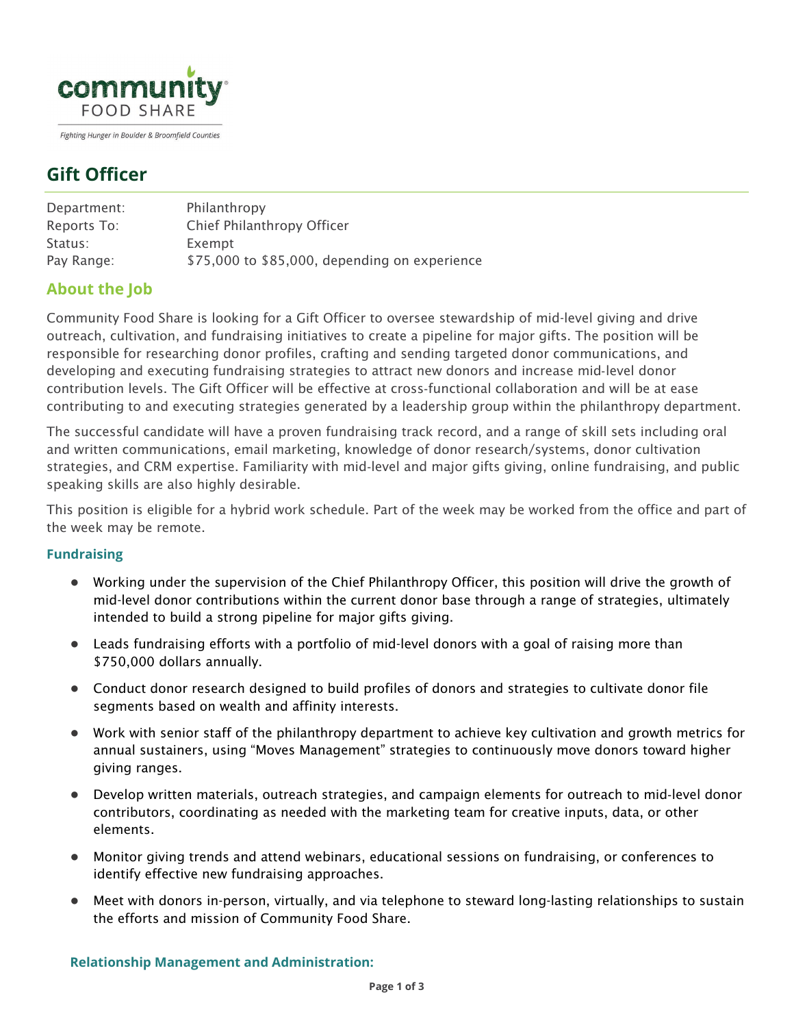community
FOOD SHARE

*Fighting Hunger in Boulder & Broomfield Counties*

# Gift Officer

| | |
|---|---|
| Department: | Philanthropy |
| Reports To: | Chief Philanthropy Officer |
| Status: | Exempt |
| Pay Range: | $75,000 to $85,000, depending on experience |

## About the Job

Community Food Share is looking for a Gift Officer to oversee stewardship of mid-level giving and drive outreach, cultivation, and fundraising initiatives to create a pipeline for major gifts. The position will be responsible for researching donor profiles, crafting and sending targeted donor communications, and developing and executing fundraising strategies to attract new donors and increase mid-level donor contribution levels. The Gift Officer will be effective at cross-functional collaboration and will be at ease contributing to and executing strategies generated by a leadership group within the philanthropy department.

The successful candidate will have a proven fundraising track record, and a range of skill sets including oral and written communications, email marketing, knowledge of donor research/systems, donor cultivation strategies, and CRM expertise. Familiarity with mid-level and major gifts giving, online fundraising, and public speaking skills are also highly desirable.

This position is eligible for a hybrid work schedule. Part of the week may be worked from the office and part of the week may be remote.

### Fundraising

- Working under the supervision of the Chief Philanthropy Officer, this position will drive the growth of mid-level donor contributions within the current donor base through a range of strategies, ultimately intended to build a strong pipeline for major gifts giving.
- Leads fundraising efforts with a portfolio of mid-level donors with a goal of raising more than $750,000 dollars annually.
- Conduct donor research designed to build profiles of donors and strategies to cultivate donor file segments based on wealth and affinity interests.
- Work with senior staff of the philanthropy department to achieve key cultivation and growth metrics for annual sustainers, using "Moves Management" strategies to continuously move donors toward higher giving ranges.
- Develop written materials, outreach strategies, and campaign elements for outreach to mid-level donor contributors, coordinating as needed with the marketing team for creative inputs, data, or other elements.
- Monitor giving trends and attend webinars, educational sessions on fundraising, or conferences to identify effective new fundraising approaches.
- Meet with donors in-person, virtually, and via telephone to steward long-lasting relationships to sustain the efforts and mission of Community Food Share.

### Relationship Management and Administration: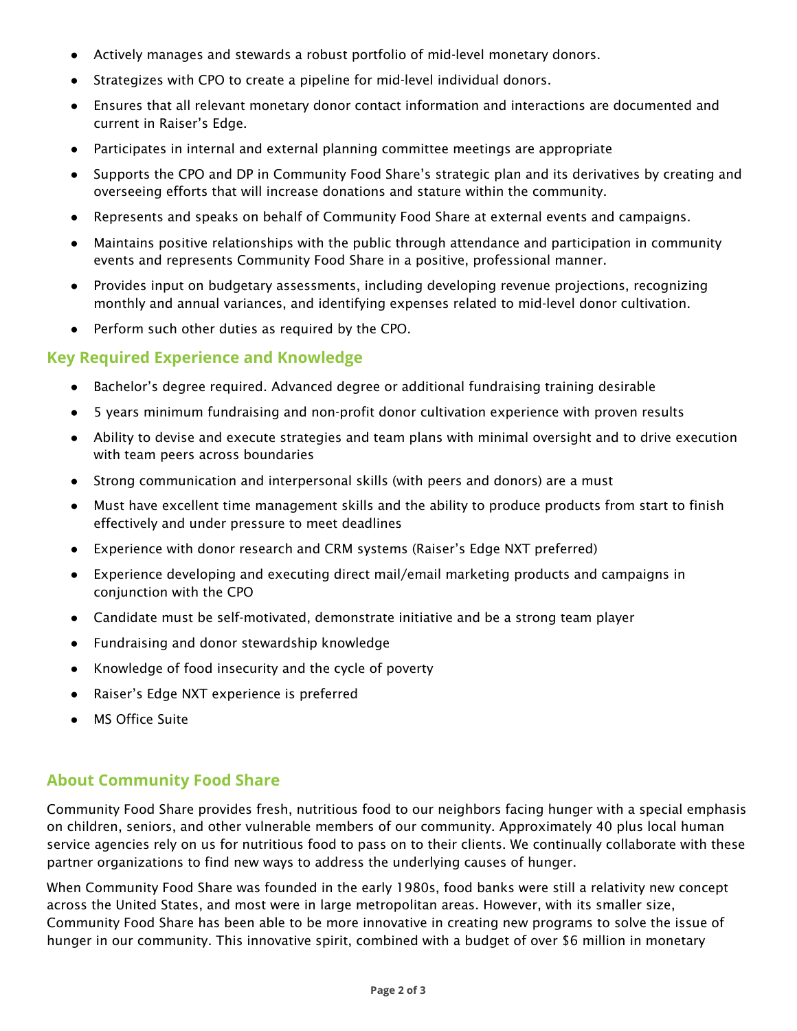- Actively manages and stewards a robust portfolio of mid-level monetary donors.
- Strategizes with CPO to create a pipeline for mid-level individual donors.
- Ensures that all relevant monetary donor contact information and interactions are documented and current in Raiser's Edge.
- Participates in internal and external planning committee meetings are appropriate
- Supports the CPO and DP in Community Food Share's strategic plan and its derivatives by creating and overseeing efforts that will increase donations and stature within the community.
- Represents and speaks on behalf of Community Food Share at external events and campaigns.
- Maintains positive relationships with the public through attendance and participation in community events and represents Community Food Share in a positive, professional manner.
- Provides input on budgetary assessments, including developing revenue projections, recognizing monthly and annual variances, and identifying expenses related to mid-level donor cultivation.
- Perform such other duties as required by the CPO.

## Key Required Experience and Knowledge

- Bachelor's degree required. Advanced degree or additional fundraising training desirable
- 5 years minimum fundraising and non-profit donor cultivation experience with proven results
- Ability to devise and execute strategies and team plans with minimal oversight and to drive execution with team peers across boundaries
- Strong communication and interpersonal skills (with peers and donors) are a must
- Must have excellent time management skills and the ability to produce products from start to finish effectively and under pressure to meet deadlines
- Experience with donor research and CRM systems (Raiser's Edge NXT preferred)
- Experience developing and executing direct mail/email marketing products and campaigns in conjunction with the CPO
- Candidate must be self-motivated, demonstrate initiative and be a strong team player
- Fundraising and donor stewardship knowledge
- Knowledge of food insecurity and the cycle of poverty
- Raiser's Edge NXT experience is preferred
- MS Office Suite

## About Community Food Share

Community Food Share provides fresh, nutritious food to our neighbors facing hunger with a special emphasis on children, seniors, and other vulnerable members of our community. Approximately 40 plus local human service agencies rely on us for nutritious food to pass on to their clients. We continually collaborate with these partner organizations to find new ways to address the underlying causes of hunger.

When Community Food Share was founded in the early 1980s, food banks were still a relativity new concept across the United States, and most were in large metropolitan areas. However, with its smaller size, Community Food Share has been able to be more innovative in creating new programs to solve the issue of hunger in our community. This innovative spirit, combined with a budget of over $6 million in monetary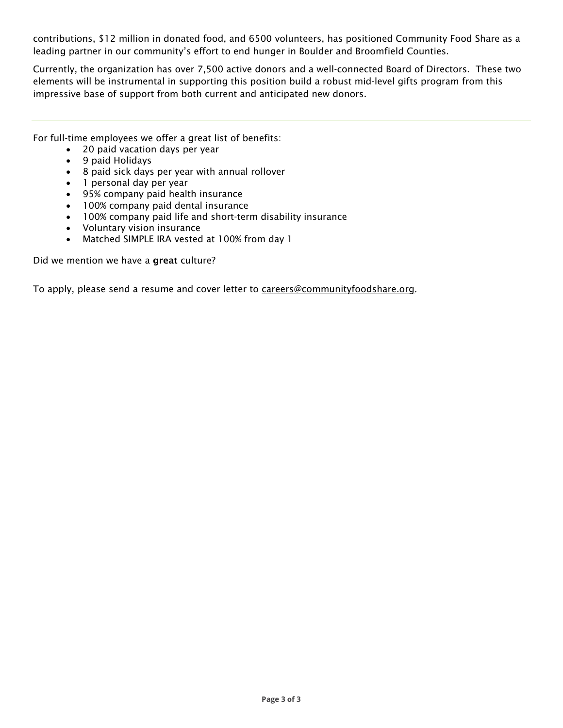contributions, $12 million in donated food, and 6500 volunteers, has positioned Community Food Share as a leading partner in our community's effort to end hunger in Boulder and Broomfield Counties.

Currently, the organization has over 7,500 active donors and a well-connected Board of Directors. These two elements will be instrumental in supporting this position build a robust mid-level gifts program from this impressive base of support from both current and anticipated new donors.

---

For full-time employees we offer a great list of benefits:

- 20 paid vacation days per year
- 9 paid Holidays
- 8 paid sick days per year with annual rollover
- 1 personal day per year
- 95% company paid health insurance
- 100% company paid dental insurance
- 100% company paid life and short-term disability insurance
- Voluntary vision insurance
- Matched SIMPLE IRA vested at 100% from day 1

Did we mention we have a **great** culture?

To apply, please send a resume and cover letter to careers@communityfoodshare.org.